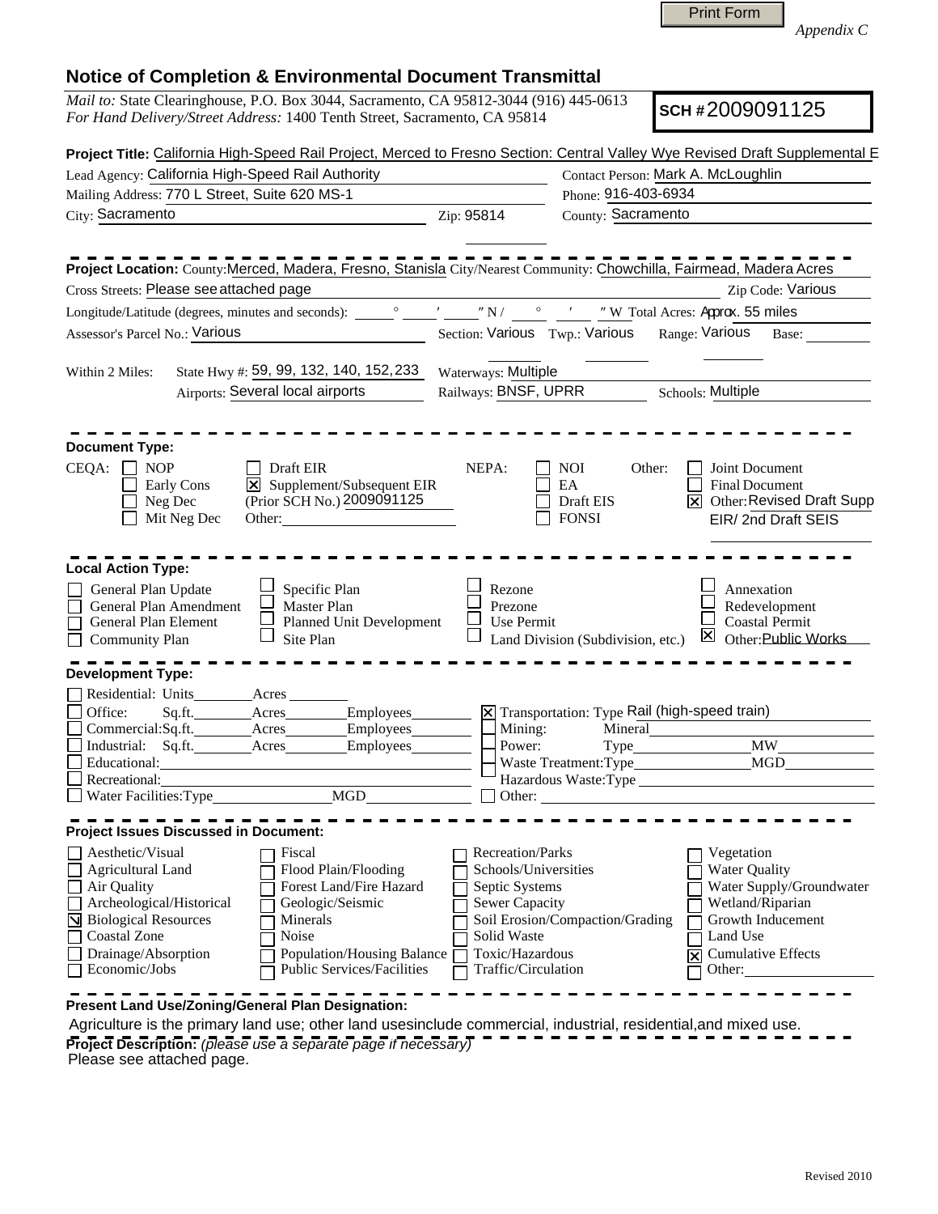Print Form

*Appendix C*

# Notice of Completion & Environmental Document Transmittal

*Mail to:* State Clearinghouse, P.O. Box 3044, Sacramento, CA 95812-3044 (916) 445-0613
*For Hand Delivery/Street Address:* 1400 Tenth Street, Sacramento, CA 95814

**SCH #** 2009091125

**Project Title:** California High-Speed Rail Project, Merced to Fresno Section: Central Valley Wye Revised Draft Supplemental E

Lead Agency: California High-Speed Rail Authority
Contact Person: Mark A. McLoughlin
Mailing Address: 770 L Street, Suite 620 MS-1
Phone: 916-403-6934
City: Sacramento
Zip: 95814
County: Sacramento

---

**Project Location:** County: Merced, Madera, Fresno, Stanisla City/Nearest Community: Chowchilla, Fairmead, Madera Acres
Cross Streets: Please see attached page
Zip Code: Various
Longitude/Latitude (degrees, minutes and seconds): ___° ___′ ___″ N / ___° ___′ ___″ W Total Acres: Approx. 55 miles
Assessor's Parcel No.: Various
Section: Various Twp.: Various Range: Various Base: ___

Within 2 Miles:
State Hwy #: 59, 99, 132, 140, 152, 233
Waterways: Multiple
Airports: Several local airports
Railways: BNSF, UPRR
Schools: Multiple

---

**Document Type:**

CEQA:
- [ ] NOP
- [ ] Early Cons
- [ ] Neg Dec
- [ ] Mit Neg Dec
- [ ] Draft EIR
- [x] Supplement/Subsequent EIR (Prior SCH No.) 2009091125
- Other: ___

NEPA:
- [ ] NOI
- [ ] EA
- [ ] Draft EIS
- [ ] FONSI

Other:
- [ ] Joint Document
- [ ] Final Document
- [x] Other: Revised Draft Supp EIR/ 2nd Draft SEIS

---

**Local Action Type:**

- [ ] General Plan Update
- [ ] General Plan Amendment
- [ ] General Plan Element
- [ ] Community Plan
- [ ] Specific Plan
- [ ] Master Plan
- [ ] Planned Unit Development
- [ ] Site Plan
- [ ] Rezone
- [ ] Prezone
- [ ] Use Permit
- [ ] Land Division (Subdivision, etc.)
- [ ] Annexation
- [ ] Redevelopment
- [ ] Coastal Permit
- [x] Other: Public Works

---

**Development Type:**

- [ ] Residential: Units ___ Acres ___
- [ ] Office: Sq.ft. ___ Acres ___ Employees ___
- [ ] Commercial: Sq.ft. ___ Acres ___ Employees ___
- [ ] Industrial: Sq.ft. ___ Acres ___ Employees ___
- [ ] Educational: ___
- [ ] Recreational: ___
- [ ] Water Facilities: Type ___ MGD ___
- [x] Transportation: Type Rail (high-speed train)
- [ ] Mining: Mineral ___
- [ ] Power: Type ___ MW ___
- [ ] Waste Treatment: Type ___ MGD ___
- [ ] Hazardous Waste: Type ___
- [ ] Other: ___

---

**Project Issues Discussed in Document:**

- [ ] Aesthetic/Visual
- [ ] Agricultural Land
- [ ] Air Quality
- [ ] Archeological/Historical
- [x] Biological Resources
- [ ] Coastal Zone
- [ ] Drainage/Absorption
- [ ] Economic/Jobs
- [ ] Fiscal
- [ ] Flood Plain/Flooding
- [ ] Forest Land/Fire Hazard
- [ ] Geologic/Seismic
- [ ] Minerals
- [ ] Noise
- [ ] Population/Housing Balance
- [ ] Public Services/Facilities
- [ ] Recreation/Parks
- [ ] Schools/Universities
- [ ] Septic Systems
- [ ] Sewer Capacity
- [ ] Soil Erosion/Compaction/Grading
- [ ] Solid Waste
- [ ] Toxic/Hazardous
- [ ] Traffic/Circulation
- [ ] Vegetation
- [ ] Water Quality
- [ ] Water Supply/Groundwater
- [ ] Wetland/Riparian
- [ ] Growth Inducement
- [ ] Land Use
- [x] Cumulative Effects
- [ ] Other: ___

---

**Present Land Use/Zoning/General Plan Designation:**

Agriculture is the primary land use; other land usesinclude commercial, industrial, residential,and mixed use.

**Project Description:** *(please use a separate page if necessary)*

Please see attached page.

Revised 2010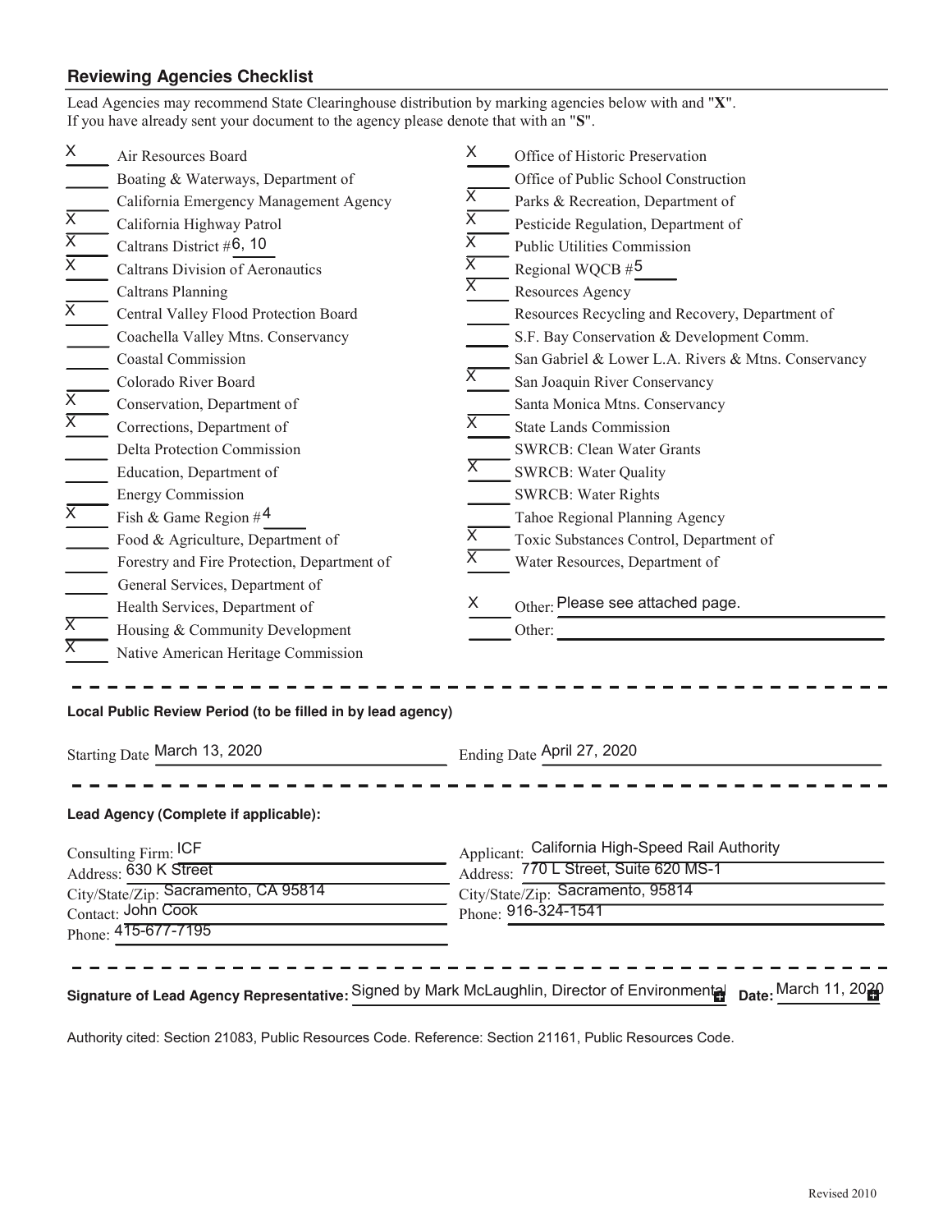## Reviewing Agencies Checklist

Lead Agencies may recommend State Clearinghouse distribution by marking agencies below with and "**X**".
If you have already sent your document to the agency please denote that with an "**S**".

| Mark | Agency | Mark | Agency |
|---|---|---|---|
| X | Air Resources Board | X | Office of Historic Preservation |
| | Boating & Waterways, Department of | | Office of Public School Construction |
| | California Emergency Management Agency | X | Parks & Recreation, Department of |
| X | California Highway Patrol | X | Pesticide Regulation, Department of |
| X | Caltrans District # 6, 10 | X | Public Utilities Commission |
| X | Caltrans Division of Aeronautics | X | Regional WQCB # 5 |
| | Caltrans Planning | X | Resources Agency |
| X | Central Valley Flood Protection Board | | Resources Recycling and Recovery, Department of |
| | Coachella Valley Mtns. Conservancy | | S.F. Bay Conservation & Development Comm. |
| | Coastal Commission | | San Gabriel & Lower L.A. Rivers & Mtns. Conservancy |
| | Colorado River Board | X | San Joaquin River Conservancy |
| X | Conservation, Department of | | Santa Monica Mtns. Conservancy |
| X | Corrections, Department of | X | State Lands Commission |
| | Delta Protection Commission | | SWRCB: Clean Water Grants |
| | Education, Department of | X | SWRCB: Water Quality |
| | Energy Commission | | SWRCB: Water Rights |
| X | Fish & Game Region # 4 | | Tahoe Regional Planning Agency |
| | Food & Agriculture, Department of | X | Toxic Substances Control, Department of |
| | Forestry and Fire Protection, Department of | X | Water Resources, Department of |
| | General Services, Department of | | |
| | Health Services, Department of | X | Other: Please see attached page. |
| X | Housing & Community Development | | Other: |
| X | Native American Heritage Commission | | |

---

**Local Public Review Period (to be filled in by lead agency)**

Starting Date March 13, 2020 Ending Date April 27, 2020

---

**Lead Agency (Complete if applicable):**

Consulting Firm: ICF
Address: 630 K Street
City/State/Zip: Sacramento, CA 95814
Contact: John Cook
Phone: 415-677-7195

Applicant: California High-Speed Rail Authority
Address: 770 L Street, Suite 620 MS-1
City/State/Zip: Sacramento, 95814
Phone: 916-324-1541

---

**Signature of Lead Agency Representative:** Signed by Mark McLaughlin, Director of Environmental **Date:** March 11, 2020

Authority cited: Section 21083, Public Resources Code. Reference: Section 21161, Public Resources Code.

Revised 2010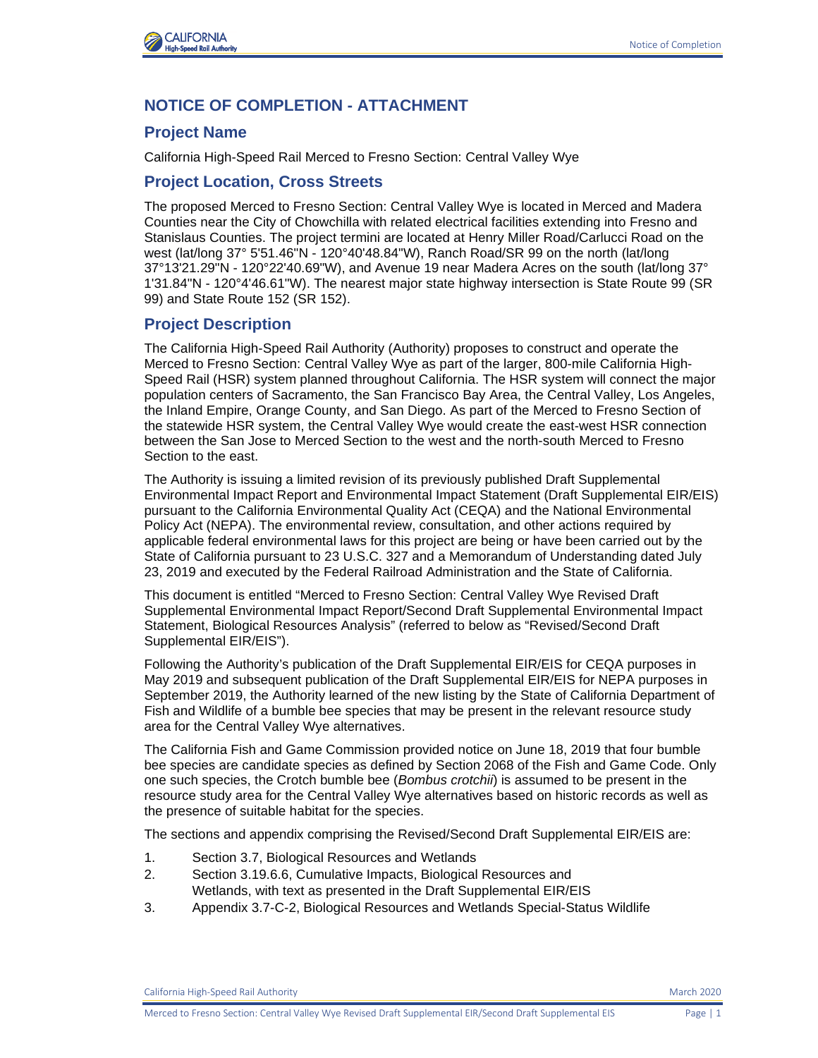## NOTICE OF COMPLETION - ATTACHMENT

### Project Name

California High-Speed Rail Merced to Fresno Section: Central Valley Wye

### Project Location, Cross Streets

The proposed Merced to Fresno Section: Central Valley Wye is located in Merced and Madera Counties near the City of Chowchilla with related electrical facilities extending into Fresno and Stanislaus Counties. The project termini are located at Henry Miller Road/Carlucci Road on the west (lat/long 37° 5'51.46"N - 120°40'48.84"W), Ranch Road/SR 99 on the north (lat/long 37°13'21.29"N - 120°22'40.69"W), and Avenue 19 near Madera Acres on the south (lat/long 37° 1'31.84"N - 120°4'46.61"W). The nearest major state highway intersection is State Route 99 (SR 99) and State Route 152 (SR 152).

### Project Description

The California High-Speed Rail Authority (Authority) proposes to construct and operate the Merced to Fresno Section: Central Valley Wye as part of the larger, 800-mile California High-Speed Rail (HSR) system planned throughout California. The HSR system will connect the major population centers of Sacramento, the San Francisco Bay Area, the Central Valley, Los Angeles, the Inland Empire, Orange County, and San Diego. As part of the Merced to Fresno Section of the statewide HSR system, the Central Valley Wye would create the east-west HSR connection between the San Jose to Merced Section to the west and the north-south Merced to Fresno Section to the east.

The Authority is issuing a limited revision of its previously published Draft Supplemental Environmental Impact Report and Environmental Impact Statement (Draft Supplemental EIR/EIS) pursuant to the California Environmental Quality Act (CEQA) and the National Environmental Policy Act (NEPA). The environmental review, consultation, and other actions required by applicable federal environmental laws for this project are being or have been carried out by the State of California pursuant to 23 U.S.C. 327 and a Memorandum of Understanding dated July 23, 2019 and executed by the Federal Railroad Administration and the State of California.

This document is entitled "Merced to Fresno Section: Central Valley Wye Revised Draft Supplemental Environmental Impact Report/Second Draft Supplemental Environmental Impact Statement, Biological Resources Analysis" (referred to below as "Revised/Second Draft Supplemental EIR/EIS").

Following the Authority's publication of the Draft Supplemental EIR/EIS for CEQA purposes in May 2019 and subsequent publication of the Draft Supplemental EIR/EIS for NEPA purposes in September 2019, the Authority learned of the new listing by the State of California Department of Fish and Wildlife of a bumble bee species that may be present in the relevant resource study area for the Central Valley Wye alternatives.

The California Fish and Game Commission provided notice on June 18, 2019 that four bumble bee species are candidate species as defined by Section 2068 of the Fish and Game Code. Only one such species, the Crotch bumble bee (*Bombus crotchii*) is assumed to be present in the resource study area for the Central Valley Wye alternatives based on historic records as well as the presence of suitable habitat for the species.

The sections and appendix comprising the Revised/Second Draft Supplemental EIR/EIS are:

1. Section 3.7, Biological Resources and Wetlands
2. Section 3.19.6.6, Cumulative Impacts, Biological Resources and Wetlands, with text as presented in the Draft Supplemental EIR/EIS
3. Appendix 3.7-C-2, Biological Resources and Wetlands Special-Status Wildlife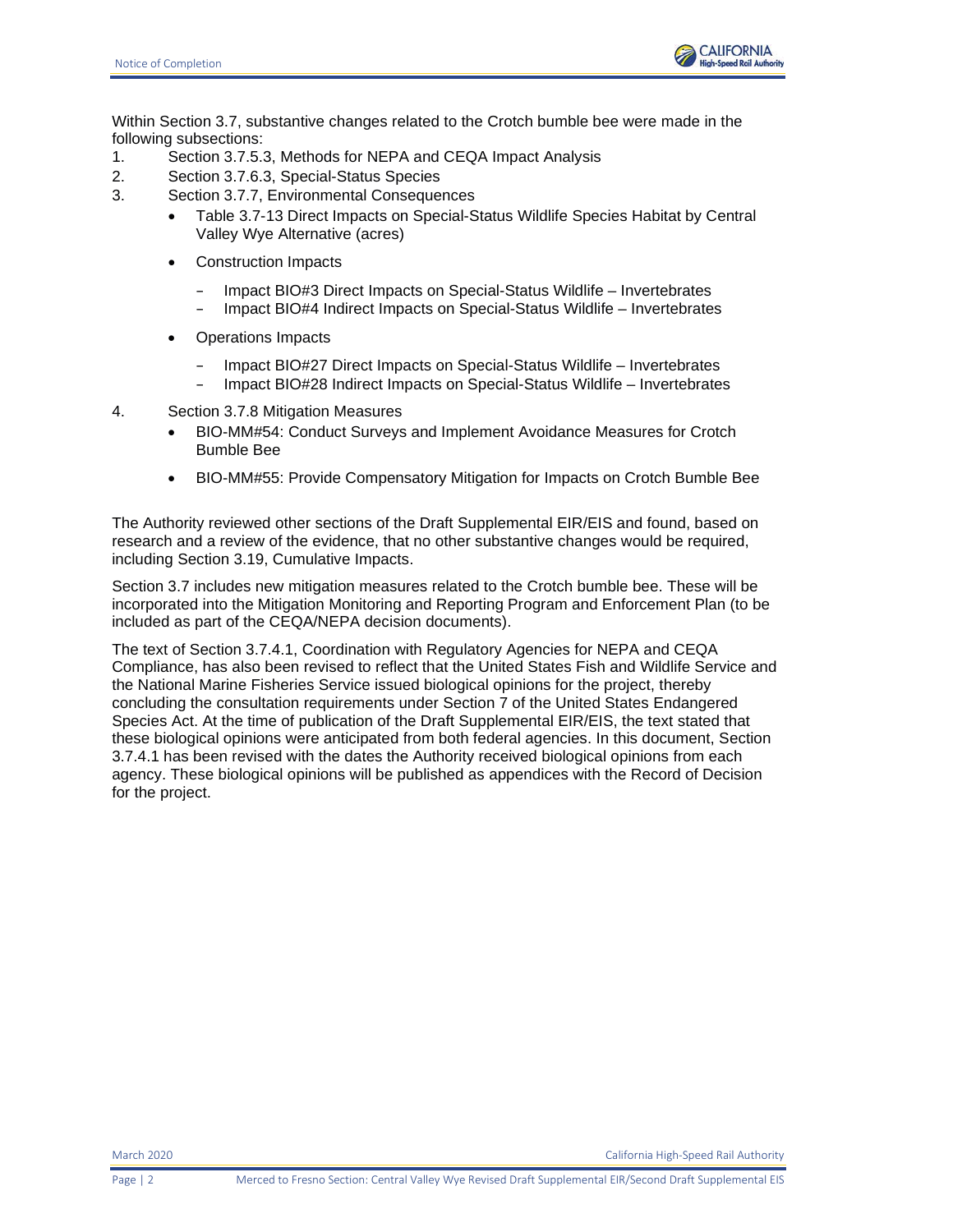Within Section 3.7, substantive changes related to the Crotch bumble bee were made in the following subsections:

1. Section 3.7.5.3, Methods for NEPA and CEQA Impact Analysis
2. Section 3.7.6.3, Special-Status Species
3. Section 3.7.7, Environmental Consequences
   - Table 3.7-13 Direct Impacts on Special-Status Wildlife Species Habitat by Central Valley Wye Alternative (acres)
   - Construction Impacts
     - Impact BIO#3 Direct Impacts on Special-Status Wildlife – Invertebrates
     - Impact BIO#4 Indirect Impacts on Special-Status Wildlife – Invertebrates
   - Operations Impacts
     - Impact BIO#27 Direct Impacts on Special-Status Wildlife – Invertebrates
     - Impact BIO#28 Indirect Impacts on Special-Status Wildlife – Invertebrates
4. Section 3.7.8 Mitigation Measures
   - BIO-MM#54: Conduct Surveys and Implement Avoidance Measures for Crotch Bumble Bee
   - BIO-MM#55: Provide Compensatory Mitigation for Impacts on Crotch Bumble Bee

The Authority reviewed other sections of the Draft Supplemental EIR/EIS and found, based on research and a review of the evidence, that no other substantive changes would be required, including Section 3.19, Cumulative Impacts.

Section 3.7 includes new mitigation measures related to the Crotch bumble bee. These will be incorporated into the Mitigation Monitoring and Reporting Program and Enforcement Plan (to be included as part of the CEQA/NEPA decision documents).

The text of Section 3.7.4.1, Coordination with Regulatory Agencies for NEPA and CEQA Compliance, has also been revised to reflect that the United States Fish and Wildlife Service and the National Marine Fisheries Service issued biological opinions for the project, thereby concluding the consultation requirements under Section 7 of the United States Endangered Species Act. At the time of publication of the Draft Supplemental EIR/EIS, the text stated that these biological opinions were anticipated from both federal agencies. In this document, Section 3.7.4.1 has been revised with the dates the Authority received biological opinions from each agency. These biological opinions will be published as appendices with the Record of Decision for the project.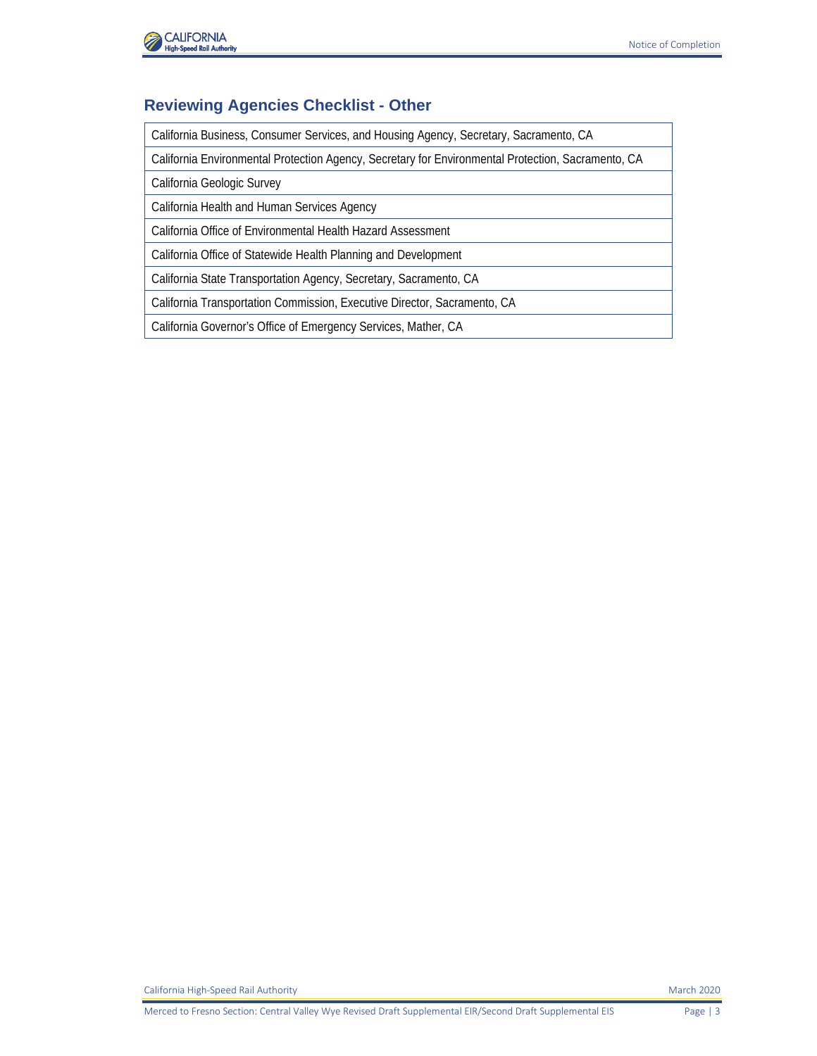## Reviewing Agencies Checklist - Other

| |
|---|
| California Business, Consumer Services, and Housing Agency, Secretary, Sacramento, CA |
| California Environmental Protection Agency, Secretary for Environmental Protection, Sacramento, CA |
| California Geologic Survey |
| California Health and Human Services Agency |
| California Office of Environmental Health Hazard Assessment |
| California Office of Statewide Health Planning and Development |
| California State Transportation Agency, Secretary, Sacramento, CA |
| California Transportation Commission, Executive Director, Sacramento, CA |
| California Governor's Office of Emergency Services, Mather, CA |